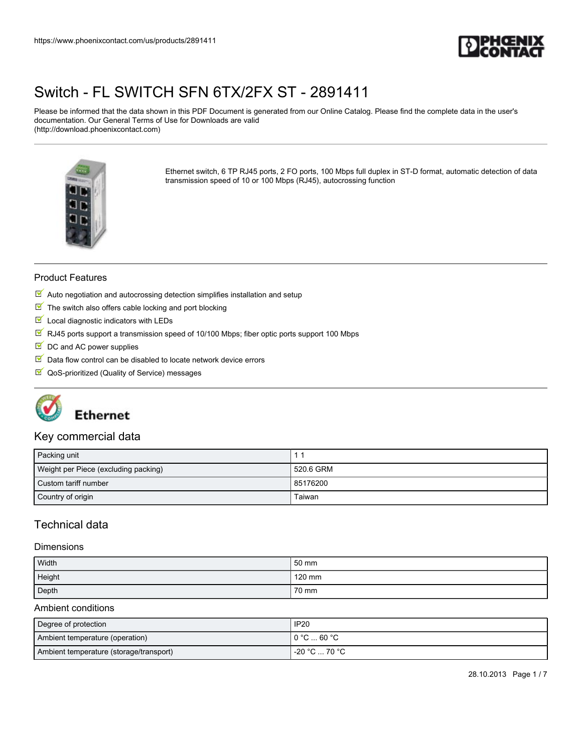# Switch - FL SWITCH SFN 6TX/2FX ST - 2891411

Please be informed that the data shown in this PDF Document is generated from our Online Catalog. Please find the complete data in the user's documentation. Our General Terms of Use for Downloads are valid (http://download.phoenixcontact.com)

Ethernet switch, 6 TP RJ45 ports, 2 FO ports, 100 Mbps full duplex in ST-D format, automatic detection of data transmission speed of 10 or 100 Mbps (RJ45), autocrossing function

## Product Features

- Auto negotiation and autocrossing detection simplifies installation and setup
- The switch also offers cable locking and port blocking
- Local diagnostic indicators with LEDs
- RJ45 ports support a transmission speed of 10/100 Mbps; fiber optic ports support 100 Mbps
- DC and AC power supplies
- Data flow control can be disabled to locate network device errors
- QoS-prioritized (Quality of Service) messages

Ethernet

## Key commercial data

| | |
|---|---|
| Packing unit | 1 1 |
| Weight per Piece (excluding packing) | 520.6 GRM |
| Custom tariff number | 85176200 |
| Country of origin | Taiwan |

## Technical data

### Dimensions

| | |
|---|---|
| Width | 50 mm |
| Height | 120 mm |
| Depth | 70 mm |

### Ambient conditions

| | |
|---|---|
| Degree of protection | IP20 |
| Ambient temperature (operation) | 0 °C ... 60 °C |
| Ambient temperature (storage/transport) | -20 °C ... 70 °C |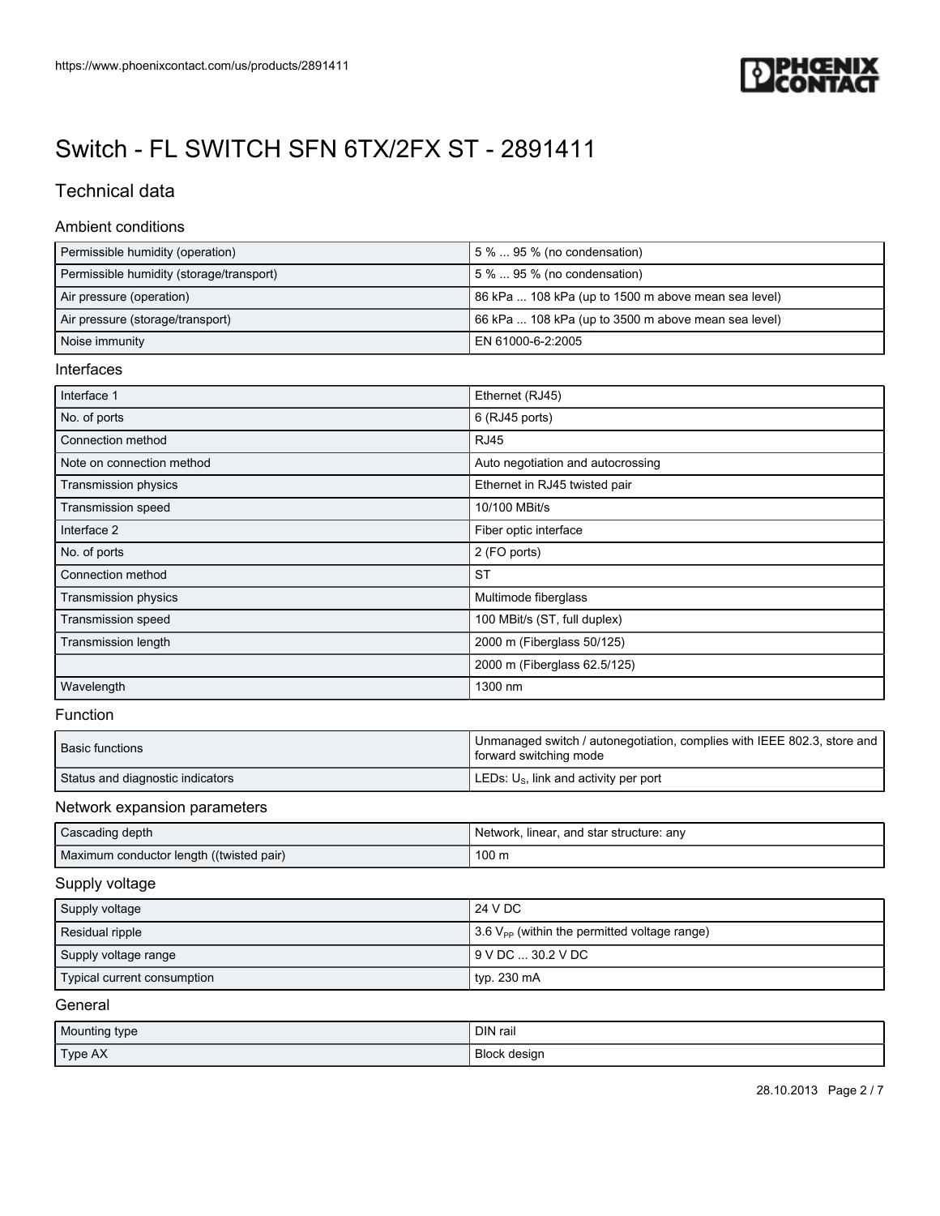# Switch - FL SWITCH SFN 6TX/2FX ST - 2891411

## Technical data

### Ambient conditions

| | |
|---|---|
| Permissible humidity (operation) | 5 % ... 95 % (no condensation) |
| Permissible humidity (storage/transport) | 5 % ... 95 % (no condensation) |
| Air pressure (operation) | 86 kPa ... 108 kPa (up to 1500 m above mean sea level) |
| Air pressure (storage/transport) | 66 kPa ... 108 kPa (up to 3500 m above mean sea level) |
| Noise immunity | EN 61000-6-2:2005 |

### Interfaces

| | |
|---|---|
| Interface 1 | Ethernet (RJ45) |
| No. of ports | 6 (RJ45 ports) |
| Connection method | RJ45 |
| Note on connection method | Auto negotiation and autocrossing |
| Transmission physics | Ethernet in RJ45 twisted pair |
| Transmission speed | 10/100 MBit/s |
| Interface 2 | Fiber optic interface |
| No. of ports | 2 (FO ports) |
| Connection method | ST |
| Transmission physics | Multimode fiberglass |
| Transmission speed | 100 MBit/s (ST, full duplex) |
| Transmission length | 2000 m (Fiberglass 50/125) |
| | 2000 m (Fiberglass 62.5/125) |
| Wavelength | 1300 nm |

### Function

| | |
|---|---|
| Basic functions | Unmanaged switch / autonegotiation, complies with IEEE 802.3, store and forward switching mode |
| Status and diagnostic indicators | LEDs: $U_S$, link and activity per port |

### Network expansion parameters

| | |
|---|---|
| Cascading depth | Network, linear, and star structure: any |
| Maximum conductor length ((twisted pair) | 100 m |

### Supply voltage

| | |
|---|---|
| Supply voltage | 24 V DC |
| Residual ripple | 3.6 $V_{PP}$ (within the permitted voltage range) |
| Supply voltage range | 9 V DC ... 30.2 V DC |
| Typical current consumption | typ. 230 mA |

### General

| | |
|---|---|
| Mounting type | DIN rail |
| Type AX | Block design |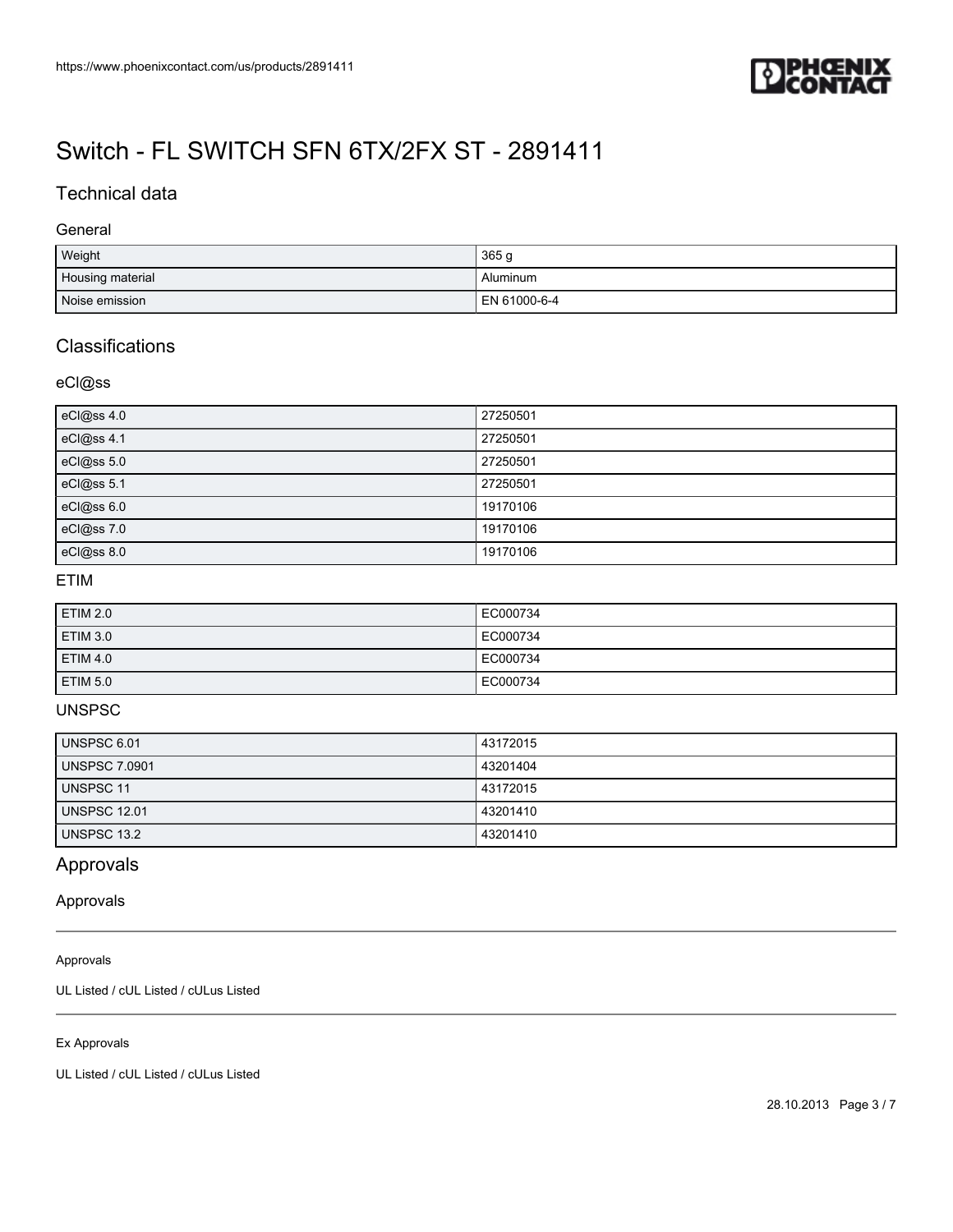# Switch - FL SWITCH SFN 6TX/2FX ST - 2891411

## Technical data

### General

| | |
|---|---|
| Weight | 365 g |
| Housing material | Aluminum |
| Noise emission | EN 61000-6-4 |

## Classifications

### eCl@ss

| | |
|---|---|
| eCl@ss 4.0 | 27250501 |
| eCl@ss 4.1 | 27250501 |
| eCl@ss 5.0 | 27250501 |
| eCl@ss 5.1 | 27250501 |
| eCl@ss 6.0 | 19170106 |
| eCl@ss 7.0 | 19170106 |
| eCl@ss 8.0 | 19170106 |

### ETIM

| | |
|---|---|
| ETIM 2.0 | EC000734 |
| ETIM 3.0 | EC000734 |
| ETIM 4.0 | EC000734 |
| ETIM 5.0 | EC000734 |

### UNSPSC

| | |
|---|---|
| UNSPSC 6.01 | 43172015 |
| UNSPSC 7.0901 | 43201404 |
| UNSPSC 11 | 43172015 |
| UNSPSC 12.01 | 43201410 |
| UNSPSC 13.2 | 43201410 |

## Approvals

### Approvals

Approvals

UL Listed / cUL Listed / cULus Listed

Ex Approvals

UL Listed / cUL Listed / cULus Listed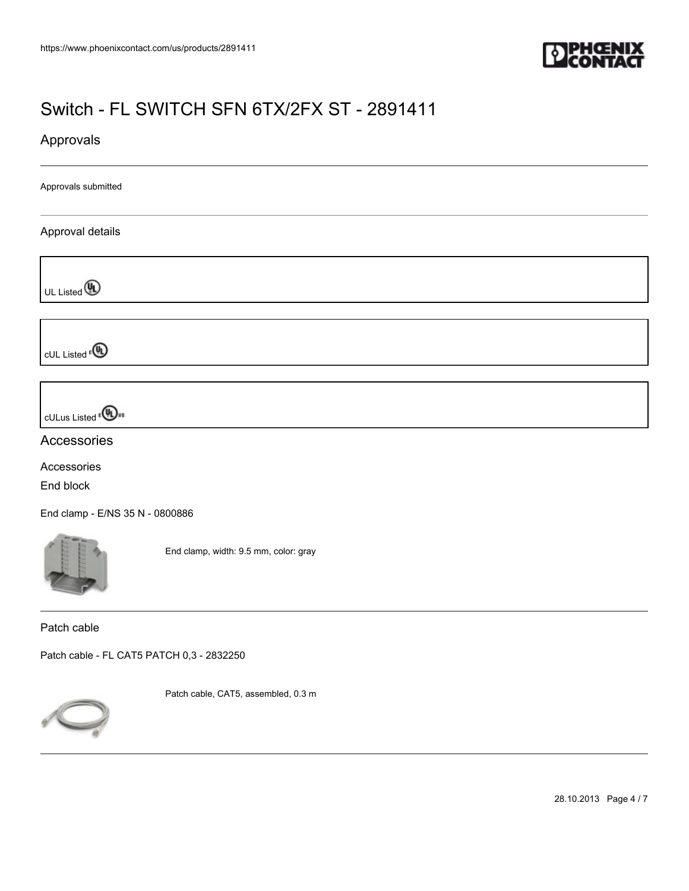# Switch - FL SWITCH SFN 6TX/2FX ST - 2891411

## Approvals

Approvals submitted

### Approval details

UL Listed

cUL Listed

cULus Listed

## Accessories

### Accessories

#### End block

End clamp - E/NS 35 N - 0800886

End clamp, width: 9.5 mm, color: gray

#### Patch cable

Patch cable - FL CAT5 PATCH 0,3 - 2832250

Patch cable, CAT5, assembled, 0.3 m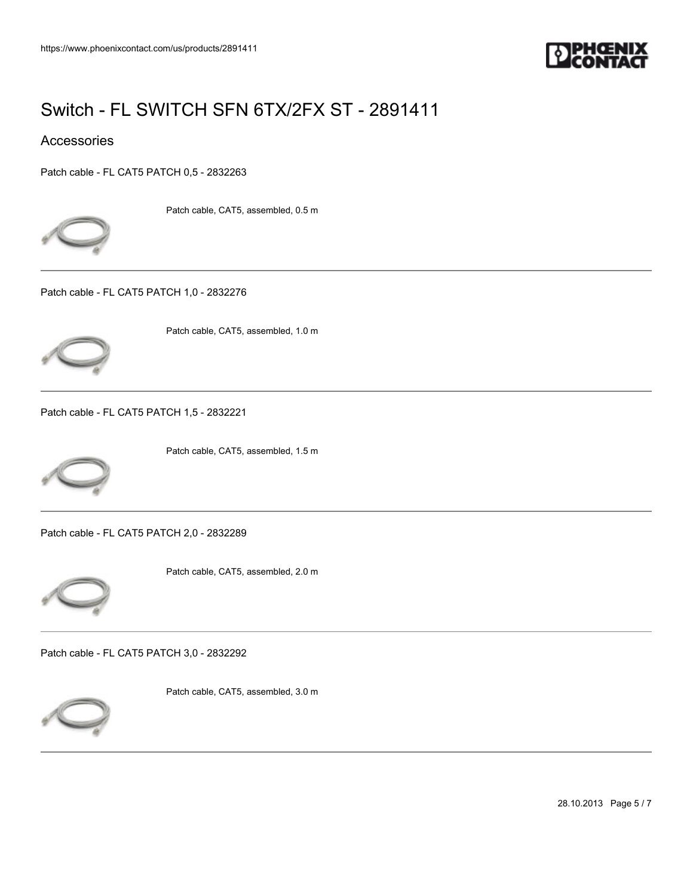# Switch - FL SWITCH SFN 6TX/2FX ST - 2891411

## Accessories

Patch cable - FL CAT5 PATCH 0,5 - 2832263

Patch cable, CAT5, assembled, 0.5 m

---

Patch cable - FL CAT5 PATCH 1,0 - 2832276

Patch cable, CAT5, assembled, 1.0 m

---

Patch cable - FL CAT5 PATCH 1,5 - 2832221

Patch cable, CAT5, assembled, 1.5 m

---

Patch cable - FL CAT5 PATCH 2,0 - 2832289

Patch cable, CAT5, assembled, 2.0 m

---

Patch cable - FL CAT5 PATCH 3,0 - 2832292

Patch cable, CAT5, assembled, 3.0 m

---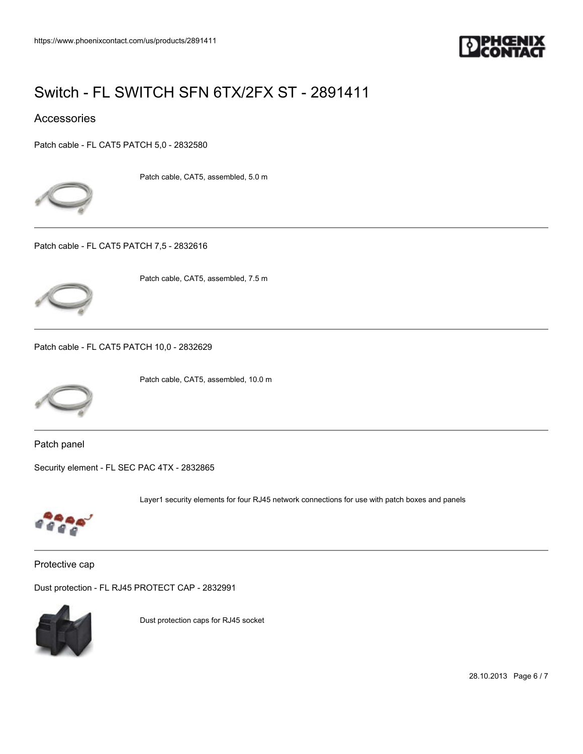# Switch - FL SWITCH SFN 6TX/2FX ST - 2891411

## Accessories

Patch cable - FL CAT5 PATCH 5,0 - 2832580

Patch cable, CAT5, assembled, 5.0 m

---

Patch cable - FL CAT5 PATCH 7,5 - 2832616

Patch cable, CAT5, assembled, 7.5 m

---

Patch cable - FL CAT5 PATCH 10,0 - 2832629

Patch cable, CAT5, assembled, 10.0 m

---

### Patch panel

Security element - FL SEC PAC 4TX - 2832865

Layer1 security elements for four RJ45 network connections for use with patch boxes and panels

---

### Protective cap

Dust protection - FL RJ45 PROTECT CAP - 2832991

Dust protection caps for RJ45 socket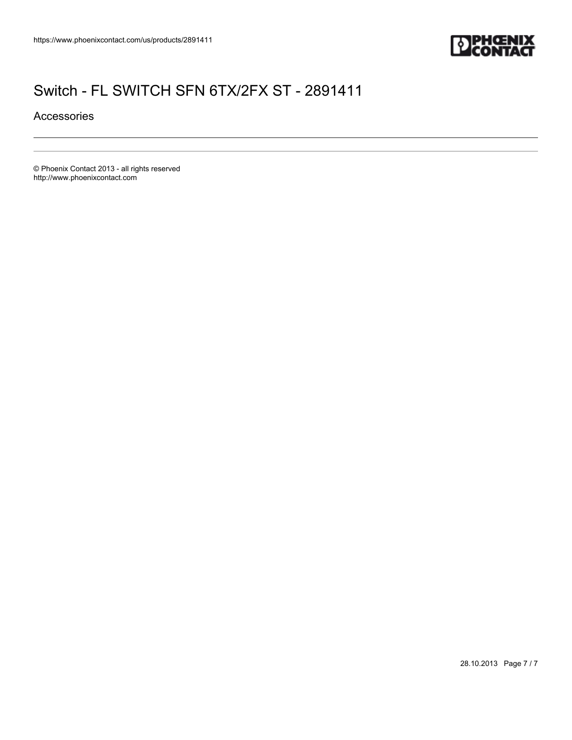# Switch - FL SWITCH SFN 6TX/2FX ST - 2891411

## Accessories

---

---

© Phoenix Contact 2013 - all rights reserved
http://www.phoenixcontact.com